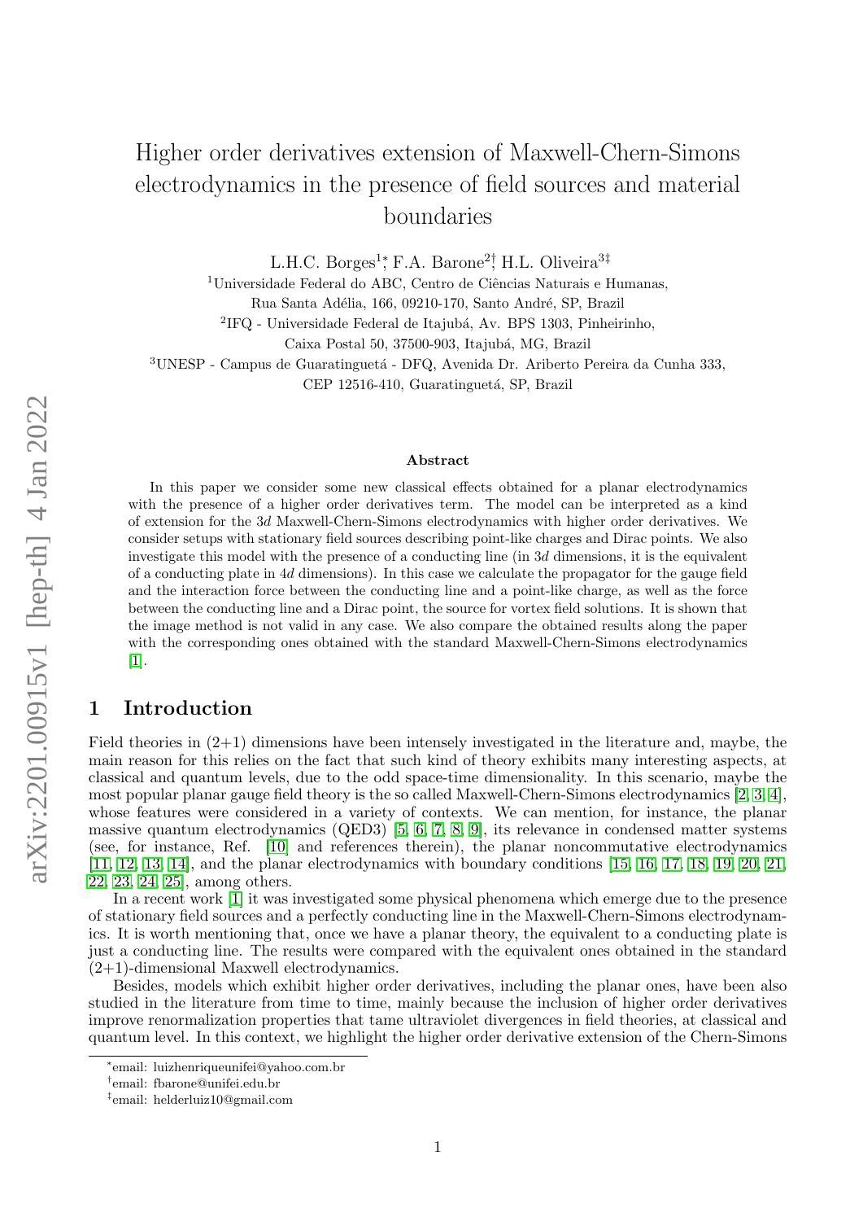# Higher order derivatives extension of Maxwell-Chern-Simons electrodynamics in the presence of field sources and material boundaries

L.H.C. Borges[1]*, F.A. Barone[2]†, H.L. Oliveira[3]‡

[1]Universidade Federal do ABC, Centro de Ciências Naturais e Humanas, Rua Santa Adélia, 166, 09210-170, Santo André, SP, Brazil

[2]IFQ - Universidade Federal de Itajubá, Av. BPS 1303, Pinheirinho, Caixa Postal 50, 37500-903, Itajubá, MG, Brazil

[3]UNESP - Campus de Guaratinguetá - DFQ, Avenida Dr. Ariberto Pereira da Cunha 333, CEP 12516-410, Guaratinguetá, SP, Brazil

### Abstract

In this paper we consider some new classical effects obtained for a planar electrodynamics with the presence of a higher order derivatives term. The model can be interpreted as a kind of extension for the $3d$ Maxwell-Chern-Simons electrodynamics with higher order derivatives. We consider setups with stationary field sources describing point-like charges and Dirac points. We also investigate this model with the presence of a conducting line (in $3d$ dimensions, it is the equivalent of a conducting plate in $4d$ dimensions). In this case we calculate the propagator for the gauge field and the interaction force between the conducting line and a point-like charge, as well as the force between the conducting line and a Dirac point, the source for vortex field solutions. It is shown that the image method is not valid in any case. We also compare the obtained results along the paper with the corresponding ones obtained with the standard Maxwell-Chern-Simons electrodynamics [1].

## 1 Introduction

Field theories in (2+1) dimensions have been intensely investigated in the literature and, maybe, the main reason for this relies on the fact that such kind of theory exhibits many interesting aspects, at classical and quantum levels, due to the odd space-time dimensionality. In this scenario, maybe the most popular planar gauge field theory is the so called Maxwell-Chern-Simons electrodynamics [2, 3, 4], whose features were considered in a variety of contexts. We can mention, for instance, the planar massive quantum electrodynamics (QED3) [5, 6, 7, 8, 9], its relevance in condensed matter systems (see, for instance, Ref. [10] and references therein), the planar noncommutative electrodynamics [11, 12, 13, 14], and the planar electrodynamics with boundary conditions [15, 16, 17, 18, 19, 20, 21, 22, 23, 24, 25], among others.

In a recent work [1] it was investigated some physical phenomena which emerge due to the presence of stationary field sources and a perfectly conducting line in the Maxwell-Chern-Simons electrodynamics. It is worth mentioning that, once we have a planar theory, the equivalent to a conducting plate is just a conducting line. The results were compared with the equivalent ones obtained in the standard (2+1)-dimensional Maxwell electrodynamics.

Besides, models which exhibit higher order derivatives, including the planar ones, have been also studied in the literature from time to time, mainly because the inclusion of higher order derivatives improve renormalization properties that tame ultraviolet divergences in field theories, at classical and quantum level. In this context, we highlight the higher order derivative extension of the Chern-Simons

*email: luizhenriqueunifei@yahoo.com.br

†email: fbarone@unifei.edu.br

‡email: helderluiz10@gmail.com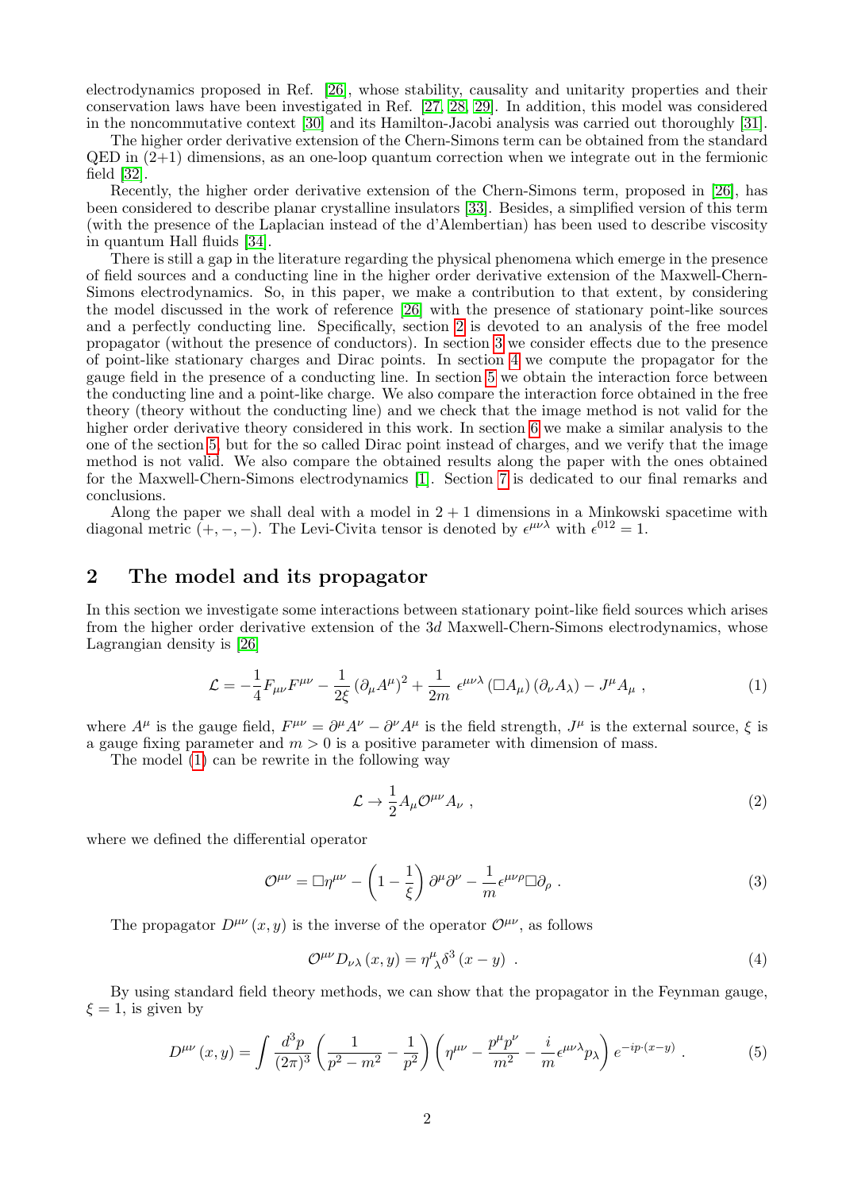electrodynamics proposed in Ref. [26], whose stability, causality and unitarity properties and their conservation laws have been investigated in Ref. [27, 28, 29]. In addition, this model was considered in the noncommutative context [30] and its Hamilton-Jacobi analysis was carried out thoroughly [31].

The higher order derivative extension of the Chern-Simons term can be obtained from the standard QED in (2+1) dimensions, as an one-loop quantum correction when we integrate out in the fermionic field [32].

Recently, the higher order derivative extension of the Chern-Simons term, proposed in [26], has been considered to describe planar crystalline insulators [33]. Besides, a simplified version of this term (with the presence of the Laplacian instead of the d'Alembertian) has been used to describe viscosity in quantum Hall fluids [34].

There is still a gap in the literature regarding the physical phenomena which emerge in the presence of field sources and a conducting line in the higher order derivative extension of the Maxwell-Chern-Simons electrodynamics. So, in this paper, we make a contribution to that extent, by considering the model discussed in the work of reference [26] with the presence of stationary point-like sources and a perfectly conducting line. Specifically, section 2 is devoted to an analysis of the free model propagator (without the presence of conductors). In section 3 we consider effects due to the presence of point-like stationary charges and Dirac points. In section 4 we compute the propagator for the gauge field in the presence of a conducting line. In section 5 we obtain the interaction force between the conducting line and a point-like charge. We also compare the interaction force obtained in the free theory (theory without the conducting line) and we check that the image method is not valid for the higher order derivative theory considered in this work. In section 6 we make a similar analysis to the one of the section 5, but for the so called Dirac point instead of charges, and we verify that the image method is not valid. We also compare the obtained results along the paper with the ones obtained for the Maxwell-Chern-Simons electrodynamics [1]. Section 7 is dedicated to our final remarks and conclusions.

Along the paper we shall deal with a model in $2+1$ dimensions in a Minkowski spacetime with diagonal metric $(+,-,-)$. The Levi-Civita tensor is denoted by $\epsilon^{\mu\nu\lambda}$ with $\epsilon^{012}=1$.

## 2 The model and its propagator

In this section we investigate some interactions between stationary point-like field sources which arises from the higher order derivative extension of the $3d$ Maxwell-Chern-Simons electrodynamics, whose Lagrangian density is [26]

$$\mathcal{L} = -\frac{1}{4}F_{\mu\nu}F^{\mu\nu} - \frac{1}{2\xi}\left(\partial_{\mu}A^{\mu}\right)^{2} + \frac{1}{2m}\,\epsilon^{\mu\nu\lambda}\left(\Box A_{\mu}\right)\left(\partial_{\nu}A_{\lambda}\right) - J^{\mu}A_{\mu}\ , \tag{1}$$

where $A^{\mu}$ is the gauge field, $F^{\mu\nu}=\partial^{\mu}A^{\nu}-\partial^{\nu}A^{\mu}$ is the field strength, $J^{\mu}$ is the external source, $\xi$ is a gauge fixing parameter and $m>0$ is a positive parameter with dimension of mass.

The model (1) can be rewrite in the following way

$$\mathcal{L} \to \frac{1}{2}A_{\mu}\mathcal{O}^{\mu\nu}A_{\nu}\ , \tag{2}$$

where we defined the differential operator

$$\mathcal{O}^{\mu\nu} = \Box\eta^{\mu\nu} - \left(1-\frac{1}{\xi}\right)\partial^{\mu}\partial^{\nu} - \frac{1}{m}\epsilon^{\mu\nu\rho}\Box\partial_{\rho}\ . \tag{3}$$

The propagator $D^{\mu\nu}(x,y)$ is the inverse of the operator $\mathcal{O}^{\mu\nu}$, as follows

$$\mathcal{O}^{\mu\nu}D_{\nu\lambda}(x,y) = \eta^{\mu}{}_{\lambda}\delta^{3}(x-y)\ . \tag{4}$$

By using standard field theory methods, we can show that the propagator in the Feynman gauge, $\xi=1$, is given by

$$D^{\mu\nu}(x,y) = \int\frac{d^{3}p}{(2\pi)^{3}}\left(\frac{1}{p^{2}-m^{2}}-\frac{1}{p^{2}}\right)\left(\eta^{\mu\nu}-\frac{p^{\mu}p^{\nu}}{m^{2}}-\frac{i}{m}\epsilon^{\mu\nu\lambda}p_{\lambda}\right)e^{-ip\cdot(x-y)}\ . \tag{5}$$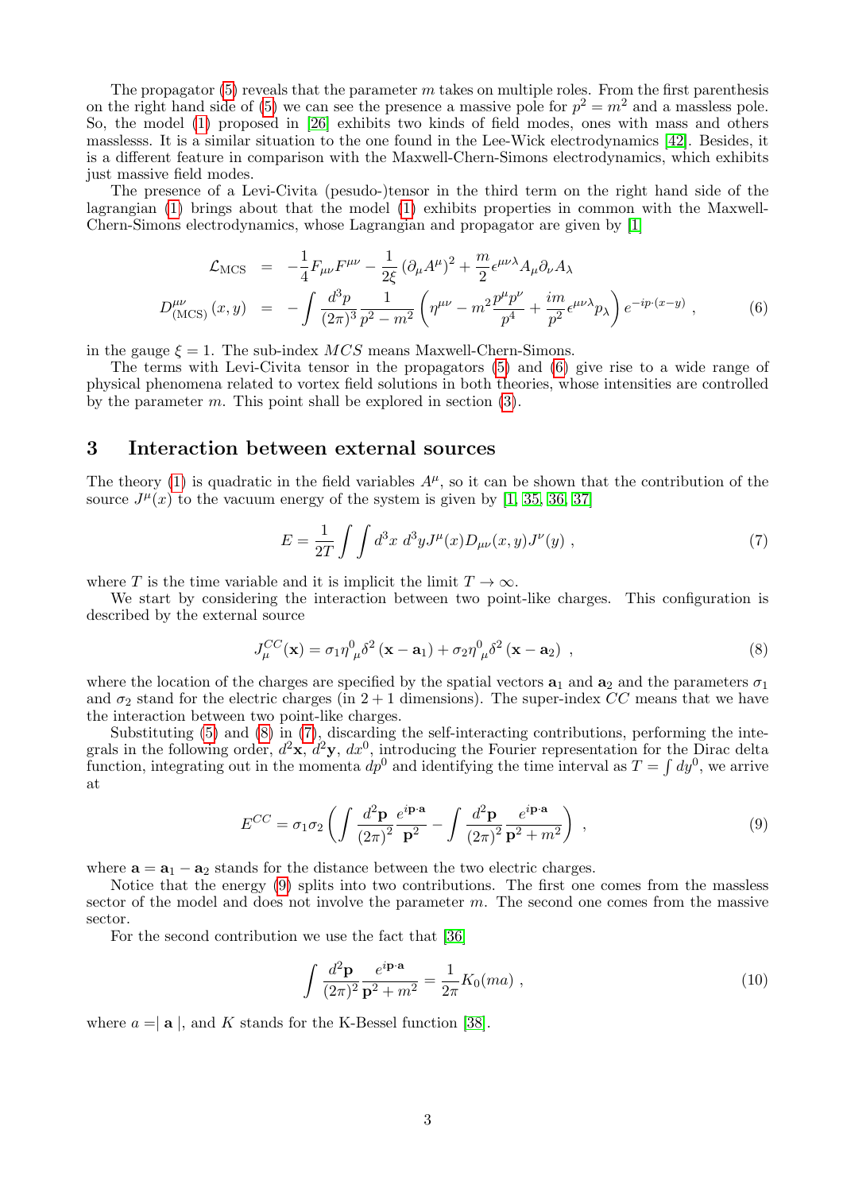The propagator (5) reveals that the parameter $m$ takes on multiple roles. From the first parenthesis on the right hand side of (5) we can see the presence a massive pole for $p^2 = m^2$ and a massless pole. So, the model (1) proposed in [26] exhibits two kinds of field modes, ones with mass and others masslesss. It is a similar situation to the one found in the Lee-Wick electrodynamics [42]. Besides, it is a different feature in comparison with the Maxwell-Chern-Simons electrodynamics, which exhibits just massive field modes.

The presence of a Levi-Civita (pesudo-)tensor in the third term on the right hand side of the lagrangian (1) brings about that the model (1) exhibits properties in common with the Maxwell-Chern-Simons electrodynamics, whose Lagrangian and propagator are given by [1]

$$
\begin{aligned}
\mathcal{L}_{\text{MCS}} &= -\frac{1}{4}F_{\mu\nu}F^{\mu\nu} - \frac{1}{2\xi}\left(\partial_\mu A^\mu\right)^2 + \frac{m}{2}\epsilon^{\mu\nu\lambda}A_\mu\partial_\nu A_\lambda \\
D^{\mu\nu}_{(\text{MCS})}(x,y) &= -\int \frac{d^3p}{(2\pi)^3}\frac{1}{p^2-m^2}\left(\eta^{\mu\nu} - m^2\frac{p^\mu p^\nu}{p^4} + \frac{im}{p^2}\epsilon^{\mu\nu\lambda}p_\lambda\right)e^{-ip\cdot(x-y)} \ ,
\end{aligned}
\tag{6}
$$

in the gauge $\xi = 1$. The sub-index $MCS$ means Maxwell-Chern-Simons.

The terms with Levi-Civita tensor in the propagators (5) and (6) give rise to a wide range of physical phenomena related to vortex field solutions in both theories, whose intensities are controlled by the parameter $m$. This point shall be explored in section (3).

## 3 Interaction between external sources

The theory (1) is quadratic in the field variables $A^\mu$, so it can be shown that the contribution of the source $J^\mu(x)$ to the vacuum energy of the system is given by [1, 35, 36, 37]

$$
E = \frac{1}{2T}\int\int d^3x\ d^3y J^\mu(x)D_{\mu\nu}(x,y)J^\nu(y) \ , \tag{7}
$$

where $T$ is the time variable and it is implicit the limit $T \to \infty$.

We start by considering the interaction between two point-like charges. This configuration is described by the external source

$$
J^{CC}_\mu(\mathbf{x}) = \sigma_1\eta^0{}_\mu\delta^2\left(\mathbf{x}-\mathbf{a}_1\right) + \sigma_2\eta^0{}_\mu\delta^2\left(\mathbf{x}-\mathbf{a}_2\right) \ , \tag{8}
$$

where the location of the charges are specified by the spatial vectors $\mathbf{a}_1$ and $\mathbf{a}_2$ and the parameters $\sigma_1$ and $\sigma_2$ stand for the electric charges (in $2+1$ dimensions). The super-index $CC$ means that we have the interaction between two point-like charges.

Substituting (5) and (8) in (7), discarding the self-interacting contributions, performing the integrals in the following order, $d^2\mathbf{x}$, $d^2\mathbf{y}$, $dx^0$, introducing the Fourier representation for the Dirac delta function, integrating out in the momenta $dp^0$ and identifying the time interval as $T = \int dy^0$, we arrive at

$$
E^{CC} = \sigma_1\sigma_2\left(\int \frac{d^2\mathbf{p}}{(2\pi)^2}\frac{e^{i\mathbf{p}\cdot\mathbf{a}}}{\mathbf{p}^2} - \int \frac{d^2\mathbf{p}}{(2\pi)^2}\frac{e^{i\mathbf{p}\cdot\mathbf{a}}}{\mathbf{p}^2+m^2}\right) \ , \tag{9}
$$

where $\mathbf{a} = \mathbf{a}_1 - \mathbf{a}_2$ stands for the distance between the two electric charges.

Notice that the energy (9) splits into two contributions. The first one comes from the massless sector of the model and does not involve the parameter $m$. The second one comes from the massive sector.

For the second contribution we use the fact that [36]

$$
\int \frac{d^2\mathbf{p}}{(2\pi)^2}\frac{e^{i\mathbf{p}\cdot\mathbf{a}}}{\mathbf{p}^2+m^2} = \frac{1}{2\pi}K_0(ma) \ , \tag{10}
$$

where $a = \mid \mathbf{a} \mid$, and $K$ stands for the K-Bessel function [38].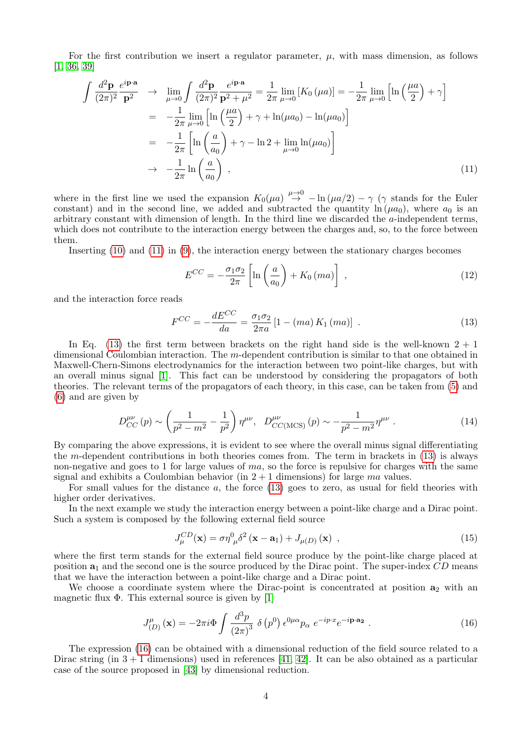For the first contribution we insert a regulator parameter, $\mu$, with mass dimension, as follows [1, 36, 39]

$$
\begin{aligned}
\int \frac{d^2\mathbf{p}}{(2\pi)^2}\frac{e^{i\mathbf{p}\cdot\mathbf{a}}}{\mathbf{p}^2} &\rightarrow \lim_{\mu\to 0}\int \frac{d^2\mathbf{p}}{(2\pi)^2}\frac{e^{i\mathbf{p}\cdot\mathbf{a}}}{\mathbf{p}^2+\mu^2} = \frac{1}{2\pi}\lim_{\mu\to 0}\left[K_0\left(\mu a\right)\right] = -\frac{1}{2\pi}\lim_{\mu\to 0}\left[\ln\left(\frac{\mu a}{2}\right)+\gamma\right] \\
&= -\frac{1}{2\pi}\lim_{\mu\to 0}\left[\ln\left(\frac{\mu a}{2}\right)+\gamma+\ln(\mu a_0)-\ln(\mu a_0)\right] \\
&= -\frac{1}{2\pi}\left[\ln\left(\frac{a}{a_0}\right)+\gamma-\ln 2+\lim_{\mu\to 0}\ln(\mu a_0)\right] \\
&\rightarrow -\frac{1}{2\pi}\ln\left(\frac{a}{a_0}\right) \ ,
\end{aligned} \tag{11}
$$

where in the first line we used the expansion $K_0(\mu a) \stackrel{\mu\to 0}{\rightarrow} -\ln\left(\mu a/2\right)-\gamma$ ($\gamma$ stands for the Euler constant) and in the second line, we added and subtracted the quantity $\ln\left(\mu a_0\right)$, where $a_0$ is an arbitrary constant with dimension of length. In the third line we discarded the $a$-independent terms, which does not contribute to the interaction energy between the charges and, so, to the force between them.

Inserting (10) and (11) in (9), the interaction energy between the stationary charges becomes

$$
E^{CC} = -\frac{\sigma_1\sigma_2}{2\pi}\left[\ln\left(\frac{a}{a_0}\right)+K_0\left(ma\right)\right] \ , \tag{12}
$$

and the interaction force reads

$$
F^{CC} = -\frac{dE^{CC}}{da} = \frac{\sigma_1\sigma_2}{2\pi a}\left[1-\left(ma\right)K_1\left(ma\right)\right] \ . \tag{13}
$$

In Eq. (13) the first term between brackets on the right hand side is the well-known $2+1$ dimensional Coulombian interaction. The $m$-dependent contribution is similar to that one obtained in Maxwell-Chern-Simons electrodynamics for the interaction between two point-like charges, but with an overall minus signal [1]. This fact can be understood by considering the propagators of both theories. The relevant terms of the propagators of each theory, in this case, can be taken from (5) and (6) and are given by

$$
D_{CC}^{\mu\nu}\left(p\right) \sim \left(\frac{1}{p^2-m^2}-\frac{1}{p^2}\right)\eta^{\mu\nu}, \quad D_{CC(\mathrm{MCS})}^{\mu\nu}\left(p\right) \sim -\frac{1}{p^2-m^2}\eta^{\mu\nu} \ . \tag{14}
$$

By comparing the above expressions, it is evident to see where the overall minus signal differentiating the $m$-dependent contributions in both theories comes from. The term in brackets in (13) is always non-negative and goes to 1 for large values of $ma$, so the force is repulsive for charges with the same signal and exhibits a Coulombian behavior (in $2+1$ dimensions) for large $ma$ values.

For small values for the distance $a$, the force (13) goes to zero, as usual for field theories with higher order derivatives.

In the next example we study the interaction energy between a point-like charge and a Dirac point. Such a system is composed by the following external field source

$$
J_{\mu}^{CD}(\mathbf{x}) = \sigma\eta^{0}_{\ \mu}\delta^2\left(\mathbf{x}-\mathbf{a}_1\right)+J_{\mu(D)}\left(\mathbf{x}\right) \ , \tag{15}
$$

where the first term stands for the external field source produce by the point-like charge placed at position $\mathbf{a}_1$ and the second one is the source produced by the Dirac point. The super-index $CD$ means that we have the interaction between a point-like charge and a Dirac point.

We choose a coordinate system where the Dirac-point is concentrated at position $\mathbf{a}_2$ with an magnetic flux $\Phi$. This external source is given by [1]

$$
J^{\mu}_{(D)}\left(\mathbf{x}\right) = -2\pi i\Phi\int\frac{d^3p}{\left(2\pi\right)^3}\,\delta\left(p^0\right)\epsilon^{0\mu\alpha}p_{\alpha}\,e^{-ip\cdot x}e^{-i\mathbf{p}\cdot\mathbf{a_2}} \ . \tag{16}
$$

The expression (16) can be obtained with a dimensional reduction of the field source related to a Dirac string (in $3+1$ dimensions) used in references [41, 42]. It can be also obtained as a particular case of the source proposed in [43] by dimensional reduction.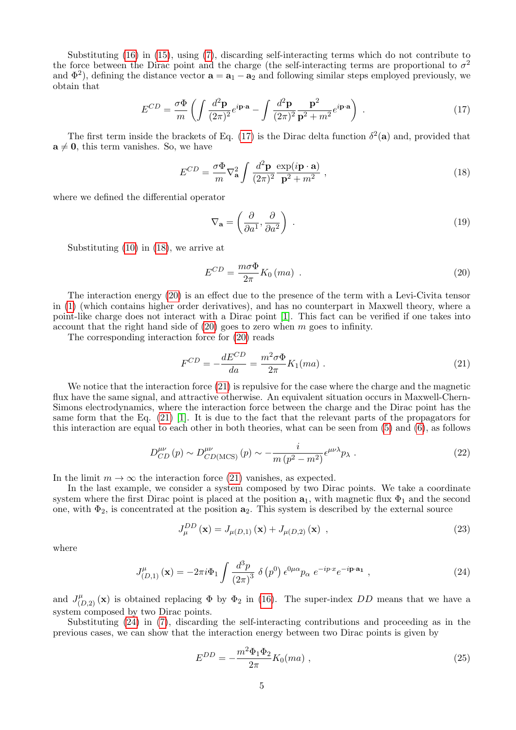Substituting (16) in (15), using (7), discarding self-interacting terms which do not contribute to the force between the Dirac point and the charge (the self-interacting terms are proportional to $\sigma^2$ and $\Phi^2$), defining the distance vector $\mathbf{a} = \mathbf{a}_1 - \mathbf{a}_2$ and following similar steps employed previously, we obtain that

$$E^{CD} = \frac{\sigma\Phi}{m}\left(\int \frac{d^2\mathbf{p}}{(2\pi)^2} e^{i\mathbf{p}\cdot\mathbf{a}} - \int \frac{d^2\mathbf{p}}{(2\pi)^2} \frac{\mathbf{p}^2}{\mathbf{p}^2 + m^2} e^{i\mathbf{p}\cdot\mathbf{a}}\right) . \tag{17}$$

The first term inside the brackets of Eq. (17) is the Dirac delta function $\delta^2(\mathbf{a})$ and, provided that $\mathbf{a} \neq \mathbf{0}$, this term vanishes. So, we have

$$E^{CD} = \frac{\sigma\Phi}{m}\nabla^2_{\mathbf{a}} \int \frac{d^2\mathbf{p}}{(2\pi)^2} \frac{\exp(i\mathbf{p}\cdot\mathbf{a})}{\mathbf{p}^2 + m^2} , \tag{18}$$

where we defined the differential operator

$$\nabla_{\mathbf{a}} = \left(\frac{\partial}{\partial a^1}, \frac{\partial}{\partial a^2}\right) . \tag{19}$$

Substituting (10) in (18), we arrive at

$$E^{CD} = \frac{m\sigma\Phi}{2\pi} K_0\left(ma\right) . \tag{20}$$

The interaction energy (20) is an effect due to the presence of the term with a Levi-Civita tensor in (1) (which contains higher order derivatives), and has no counterpart in Maxwell theory, where a point-like charge does not interact with a Dirac point [1]. This fact can be verified if one takes into account that the right hand side of (20) goes to zero when $m$ goes to infinity.

The corresponding interaction force for (20) reads

$$F^{CD} = -\frac{dE^{CD}}{da} = \frac{m^2\sigma\Phi}{2\pi} K_1(ma) . \tag{21}$$

We notice that the interaction force (21) is repulsive for the case where the charge and the magnetic flux have the same signal, and attractive otherwise. An equivalent situation occurs in Maxwell-Chern-Simons electrodynamics, where the interaction force between the charge and the Dirac point has the same form that the Eq. (21) [1]. It is due to the fact that the relevant parts of the propagators for this interaction are equal to each other in both theories, what can be seen from (5) and (6), as follows

$$D^{\mu\nu}_{CD}\left(p\right) \sim D^{\mu\nu}_{CD(\text{MCS})}\left(p\right) \sim -\frac{i}{m\left(p^2 - m^2\right)}\epsilon^{\mu\nu\lambda}p_\lambda . \tag{22}$$

In the limit $m \to \infty$ the interaction force (21) vanishes, as expected.

In the last example, we consider a system composed by two Dirac points. We take a coordinate system where the first Dirac point is placed at the position $\mathbf{a}_1$, with magnetic flux $\Phi_1$ and the second one, with $\Phi_2$, is concentrated at the position $\mathbf{a}_2$. This system is described by the external source

$$J^{DD}_\mu\left(\mathbf{x}\right) = J_{\mu(D,1)}\left(\mathbf{x}\right) + J_{\mu(D,2)}\left(\mathbf{x}\right) , \tag{23}$$

where

$$J^{\mu}_{(D,1)}\left(\mathbf{x}\right) = -2\pi i\Phi_1 \int \frac{d^3p}{\left(2\pi\right)^3}\, \delta\left(p^0\right) \epsilon^{0\mu\alpha} p_\alpha\, e^{-ip\cdot x} e^{-i\mathbf{p}\cdot\mathbf{a_1}} , \tag{24}$$

and $J^{\mu}_{(D,2)}\left(\mathbf{x}\right)$ is obtained replacing $\Phi$ by $\Phi_2$ in (16). The super-index $DD$ means that we have a system composed by two Dirac points.

Substituting (24) in (7), discarding the self-interacting contributions and proceeding as in the previous cases, we can show that the interaction energy between two Dirac points is given by

$$E^{DD} = -\frac{m^2\Phi_1\Phi_2}{2\pi} K_0(ma) , \tag{25}$$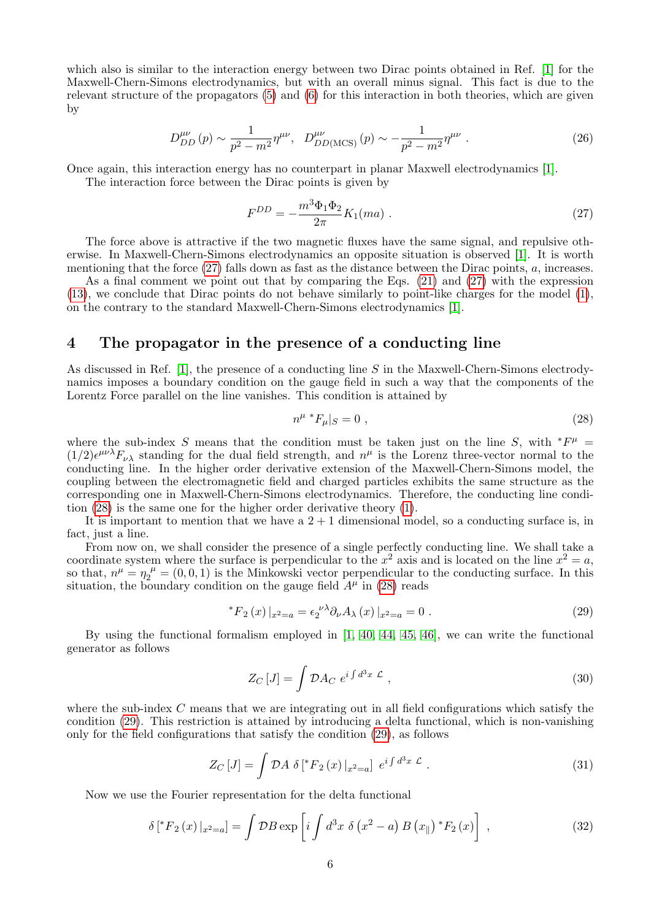which also is similar to the interaction energy between two Dirac points obtained in Ref. [1] for the Maxwell-Chern-Simons electrodynamics, but with an overall minus signal. This fact is due to the relevant structure of the propagators (5) and (6) for this interaction in both theories, which are given by

$$D^{\mu\nu}_{DD}\left(p\right) \sim \frac{1}{p^{2}-m^{2}}\eta^{\mu\nu} , \quad D^{\mu\nu}_{DD(\mathrm{MCS})}\left(p\right) \sim -\frac{1}{p^{2}-m^{2}}\eta^{\mu\nu} \ . \tag{26}$$

Once again, this interaction energy has no counterpart in planar Maxwell electrodynamics [1].

The interaction force between the Dirac points is given by

$$F^{DD} = -\frac{m^{3}\Phi_{1}\Phi_{2}}{2\pi}K_{1}(ma) \ . \tag{27}$$

The force above is attractive if the two magnetic fluxes have the same signal, and repulsive otherwise. In Maxwell-Chern-Simons electrodynamics an opposite situation is observed [1]. It is worth mentioning that the force (27) falls down as fast as the distance between the Dirac points, $a$, increases.

As a final comment we point out that by comparing the Eqs. (21) and (27) with the expression (13), we conclude that Dirac points do not behave similarly to point-like charges for the model (1), on the contrary to the standard Maxwell-Chern-Simons electrodynamics [1].

## 4 The propagator in the presence of a conducting line

As discussed in Ref. [1], the presence of a conducting line $S$ in the Maxwell-Chern-Simons electrodynamics imposes a boundary condition on the gauge field in such a way that the components of the Lorentz Force parallel on the line vanishes. This condition is attained by

$$n^{\mu}\ {}^{*}F_{\mu}|_{S} = 0 \ , \tag{28}$$

where the sub-index $S$ means that the condition must be taken just on the line $S$, with ${}^{*}F^{\mu} = (1/2)\epsilon^{\mu\nu\lambda}F_{\nu\lambda}$ standing for the dual field strength, and $n^{\mu}$ is the Lorenz three-vector normal to the conducting line. In the higher order derivative extension of the Maxwell-Chern-Simons model, the coupling between the electromagnetic field and charged particles exhibits the same structure as the corresponding one in Maxwell-Chern-Simons electrodynamics. Therefore, the conducting line condition (28) is the same one for the higher order derivative theory (1).

It is important to mention that we have a $2+1$ dimensional model, so a conducting surface is, in fact, just a line.

From now on, we shall consider the presence of a single perfectly conducting line. We shall take a coordinate system where the surface is perpendicular to the $x^{2}$ axis and is located on the line $x^{2}=a$, so that, $n^{\mu} = {\eta_{2}}^{\mu} = (0,0,1)$ is the Minkowski vector perpendicular to the conducting surface. In this situation, the boundary condition on the gauge field $A^{\mu}$ in (28) reads

$${}^{*}F_{2}\left(x\right)|_{x^{2}=a} = {\epsilon_{2}}^{\nu\lambda}\partial_{\nu}A_{\lambda}\left(x\right)|_{x^{2}=a} = 0 \ . \tag{29}$$

By using the functional formalism employed in [1, 40, 44, 45, 46], we can write the functional generator as follows

$$Z_{C}\left[J\right] = \int \mathcal{D}A_{C}\ e^{i\int d^{3}x\ \mathcal{L}} \ , \tag{30}$$

where the sub-index $C$ means that we are integrating out in all field configurations which satisfy the condition (29). This restriction is attained by introducing a delta functional, which is non-vanishing only for the field configurations that satisfy the condition (29), as follows

$$Z_{C}\left[J\right] = \int \mathcal{D}A\ \delta\left[{}^{*}F_{2}\left(x\right)|_{x^{2}=a}\right]\ e^{i\int d^{3}x\ \mathcal{L}} \ . \tag{31}$$

Now we use the Fourier representation for the delta functional

$$\delta\left[{}^{*}F_{2}\left(x\right)|_{x^{2}=a}\right] = \int \mathcal{D}B \exp\left[i\int d^{3}x\ \delta\left(x^{2}-a\right)B\left(x_{\parallel}\right){}^{*}F_{2}\left(x\right)\right] \ , \tag{32}$$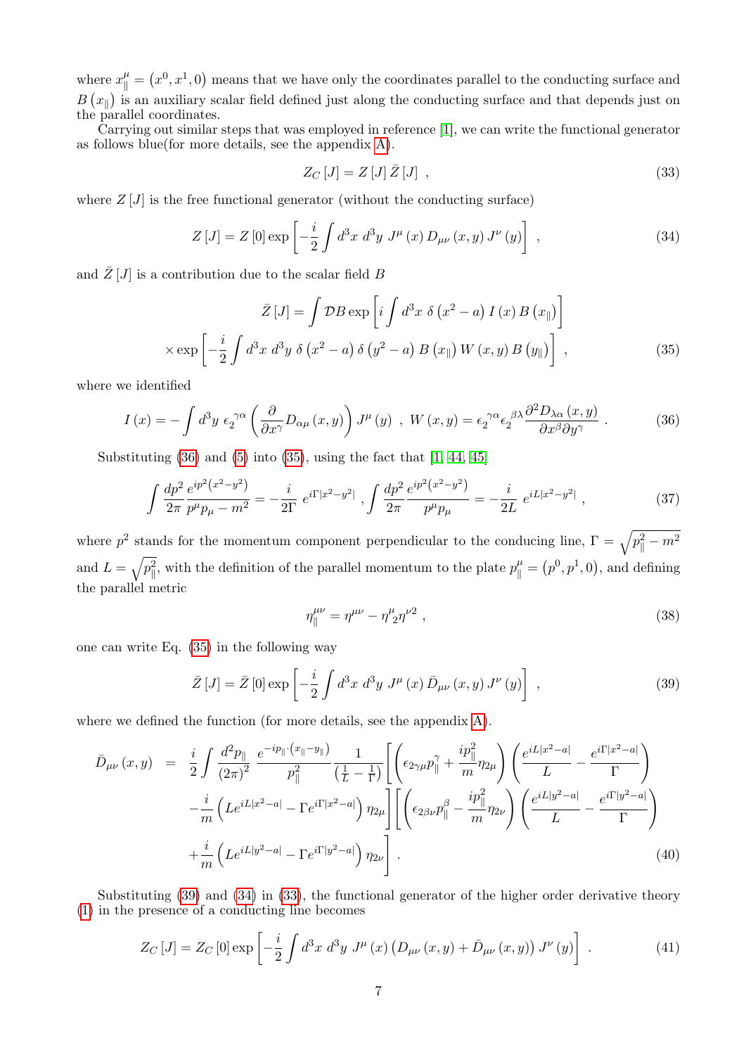where $x^{\mu}_{\parallel} = \left(x^0, x^1, 0\right)$ means that we have only the coordinates parallel to the conducting surface and $B\left(x_{\parallel}\right)$ is an auxiliary scalar field defined just along the conducting surface and that depends just on the parallel coordinates.

Carrying out similar steps that was employed in reference [1], we can write the functional generator as follows blue(for more details, see the appendix A).

$$Z_C\left[J\right] = Z\left[J\right]\bar{Z}\left[J\right] \ , \tag{33}$$

where $Z\left[J\right]$ is the free functional generator (without the conducting surface)

$$Z\left[J\right] = Z\left[0\right]\exp\left[-\frac{i}{2}\int d^3x\ d^3y\ J^{\mu}\left(x\right)D_{\mu\nu}\left(x,y\right)J^{\nu}\left(y\right)\right] \ , \tag{34}$$

and $\bar{Z}\left[J\right]$ is a contribution due to the scalar field $B$

$$\bar{Z}\left[J\right] = \int \mathcal{D}B\exp\left[i\int d^3x\ \delta\left(x^2 - a\right)I\left(x\right)B\left(x_{\parallel}\right)\right]$$
$$\times\exp\left[-\frac{i}{2}\int d^3x\ d^3y\ \delta\left(x^2 - a\right)\delta\left(y^2 - a\right)B\left(x_{\parallel}\right)W\left(x,y\right)B\left(y_{\parallel}\right)\right] \ , \tag{35}$$

where we identified

$$I\left(x\right) = -\int d^3y\ \epsilon_2{}^{\gamma\alpha}\left(\frac{\partial}{\partial x^{\gamma}}D_{\alpha\mu}\left(x,y\right)\right)J^{\mu}\left(y\right) \ , \ W\left(x,y\right) = \epsilon_2{}^{\gamma\alpha}\epsilon_2{}^{\beta\lambda}\frac{\partial^2 D_{\lambda\alpha}\left(x,y\right)}{\partial x^{\beta}\partial y^{\gamma}} \ . \tag{36}$$

Substituting (36) and (5) into (35), using the fact that [1, 44, 45]

$$\int\frac{dp^2}{2\pi}\frac{e^{ip^2\left(x^2-y^2\right)}}{p^{\mu}p_{\mu} - m^2} = -\frac{i}{2\Gamma}\ e^{i\Gamma\left|x^2-y^2\right|} \ , \int\frac{dp^2}{2\pi}\frac{e^{ip^2\left(x^2-y^2\right)}}{p^{\mu}p_{\mu}} = -\frac{i}{2L}\ e^{iL\left|x^2-y^2\right|} \ , \tag{37}$$

where $p^2$ stands for the momentum component perpendicular to the conducing line, $\Gamma = \sqrt{p^2_{\parallel} - m^2}$ and $L = \sqrt{p^2_{\parallel}}$, with the definition of the parallel momentum to the plate $p^{\mu}_{\parallel} = \left(p^0, p^1, 0\right)$, and defining the parallel metric

$$\eta^{\mu\nu}_{\parallel} = \eta^{\mu\nu} - \eta^{\mu}{}_{2}\eta^{\nu 2} \ , \tag{38}$$

one can write Eq. (35) in the following way

$$\bar{Z}\left[J\right] = \bar{Z}\left[0\right]\exp\left[-\frac{i}{2}\int d^3x\ d^3y\ J^{\mu}\left(x\right)\bar{D}_{\mu\nu}\left(x,y\right)J^{\nu}\left(y\right)\right] \ , \tag{39}$$

where we defined the function (for more details, see the appendix A).

$$\begin{aligned}
\bar{D}_{\mu\nu}\left(x,y\right) \ = \ & \frac{i}{2}\int\frac{d^2p_{\parallel}}{\left(2\pi\right)^2}\frac{e^{-ip_{\parallel}\cdot\left(x_{\parallel}-y_{\parallel}\right)}}{p^2_{\parallel}}\frac{1}{\left(\frac{1}{L}-\frac{1}{\Gamma}\right)}\Bigg[\left(\epsilon_{2\gamma\mu}p^{\gamma}_{\parallel} + \frac{ip^2_{\parallel}}{m}\eta_{2\mu}\right)\left(\frac{e^{iL\left|x^2-a\right|}}{L} - \frac{e^{i\Gamma\left|x^2-a\right|}}{\Gamma}\right) \\
& -\frac{i}{m}\left(Le^{iL\left|x^2-a\right|} - \Gamma e^{i\Gamma\left|x^2-a\right|}\right)\eta_{2\mu}\Bigg]\Bigg[\left(\epsilon_{2\beta\nu}p^{\beta}_{\parallel} - \frac{ip^2_{\parallel}}{m}\eta_{2\nu}\right)\left(\frac{e^{iL\left|y^2-a\right|}}{L} - \frac{e^{i\Gamma\left|y^2-a\right|}}{\Gamma}\right) \\
& +\frac{i}{m}\left(Le^{iL\left|y^2-a\right|} - \Gamma e^{i\Gamma\left|y^2-a\right|}\right)\eta_{2\nu}\Bigg] \ .
\end{aligned} \tag{40}$$

Substituting (39) and (34) in (33), the functional generator of the higher order derivative theory (1) in the presence of a conducting line becomes

$$Z_C\left[J\right] = Z_C\left[0\right]\exp\left[-\frac{i}{2}\int d^3x\ d^3y\ J^{\mu}\left(x\right)\left(D_{\mu\nu}\left(x,y\right) + \bar{D}_{\mu\nu}\left(x,y\right)\right)J^{\nu}\left(y\right)\right] \ . \tag{41}$$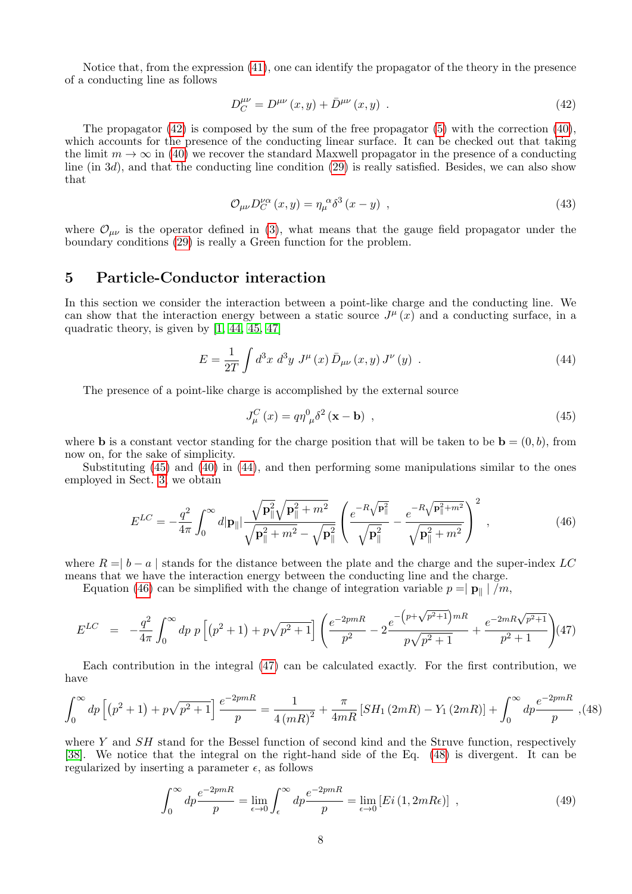Notice that, from the expression (41), one can identify the propagator of the theory in the presence of a conducting line as follows

$$
D_C^{\mu\nu} = D^{\mu\nu}(x,y) + \bar{D}^{\mu\nu}(x,y) \ . \tag{42}
$$

The propagator (42) is composed by the sum of the free propagator (5) with the correction (40), which accounts for the presence of the conducting linear surface. It can be checked out that taking the limit $m \to \infty$ in (40) we recover the standard Maxwell propagator in the presence of a conducting line (in $3d$), and that the conducting line condition (29) is really satisfied. Besides, we can also show that

$$
\mathcal{O}_{\mu\nu} D_C^{\nu\alpha}(x,y) = \eta_\mu^{\ \alpha} \delta^3(x-y) \ , \tag{43}
$$

where $\mathcal{O}_{\mu\nu}$ is the operator defined in (3), what means that the gauge field propagator under the boundary conditions (29) is really a Green function for the problem.

## 5 Particle-Conductor interaction

In this section we consider the interaction between a point-like charge and the conducting line. We can show that the interaction energy between a static source $J^\mu(x)$ and a conducting surface, in a quadratic theory, is given by [1, 44, 45, 47]

$$
E = \frac{1}{2T} \int d^3x \, d^3y \ J^\mu(x) \, \bar{D}_{\mu\nu}(x,y) \, J^\nu(y) \ . \tag{44}
$$

The presence of a point-like charge is accomplished by the external source

$$
J_\mu^C(x) = q \eta^0_{\ \mu} \delta^2(\mathbf{x} - \mathbf{b}) \ , \tag{45}
$$

where $\mathbf{b}$ is a constant vector standing for the charge position that will be taken to be $\mathbf{b} = (0, b)$, from now on, for the sake of simplicity.

Substituting (45) and (40) in (44), and then performing some manipulations similar to the ones employed in Sect. 3, we obtain

$$
E^{LC} = -\frac{q^2}{4\pi} \int_0^\infty d|\mathbf{p}_\parallel| \frac{\sqrt{\mathbf{p}_\parallel^2}\sqrt{\mathbf{p}_\parallel^2 + m^2}}{\sqrt{\mathbf{p}_\parallel^2 + m^2} - \sqrt{\mathbf{p}_\parallel^2}} \left( \frac{e^{-R\sqrt{\mathbf{p}_\parallel^2}}}{\sqrt{\mathbf{p}_\parallel^2}} - \frac{e^{-R\sqrt{\mathbf{p}_\parallel^2 + m^2}}}{\sqrt{\mathbf{p}_\parallel^2 + m^2}} \right)^2 \ , \tag{46}
$$

where $R = | \ b - a \ |$ stands for the distance between the plate and the charge and the super-index $LC$ means that we have the interaction energy between the conducting line and the charge.

Equation (46) can be simplified with the change of integration variable $p = | \ \mathbf{p}_\parallel \ | \ /m$,

$$
E^{LC} = -\frac{q^2}{4\pi} \int_0^\infty dp \ p \left[ \left(p^2 + 1\right) + p\sqrt{p^2+1} \right] \left( \frac{e^{-2pmR}}{p^2} - 2\frac{e^{-\left(p + \sqrt{p^2+1}\right)mR}}{p\sqrt{p^2+1}} + \frac{e^{-2mR\sqrt{p^2+1}}}{p^2+1} \right) \tag{47}
$$

Each contribution in the integral (47) can be calculated exactly. For the first contribution, we have

$$
\int_0^\infty dp \left[ \left(p^2+1\right) + p\sqrt{p^2+1} \right] \frac{e^{-2pmR}}{p} = \frac{1}{4\left(mR\right)^2} + \frac{\pi}{4mR}\left[ SH_1(2mR) - Y_1(2mR) \right] + \int_0^\infty dp \frac{e^{-2pmR}}{p} \ , \tag{48}
$$

where $Y$ and $SH$ stand for the Bessel function of second kind and the Struve function, respectively [38]. We notice that the integral on the right-hand side of the Eq. (48) is divergent. It can be regularized by inserting a parameter $\epsilon$, as follows

$$
\int_0^\infty dp \frac{e^{-2pmR}}{p} = \lim_{\epsilon \to 0} \int_\epsilon^\infty dp \frac{e^{-2pmR}}{p} = \lim_{\epsilon \to 0} \left[ Ei(1, 2mR\epsilon) \right] \ , \tag{49}
$$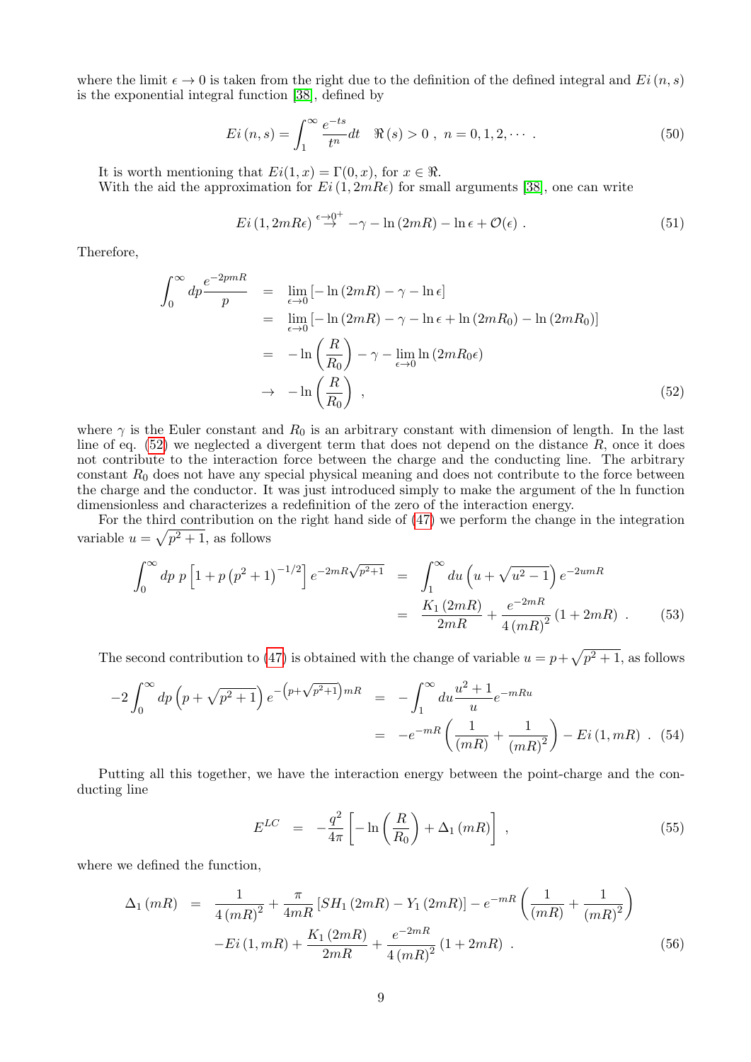where the limit $\epsilon \to 0$ is taken from the right due to the definition of the defined integral and $Ei\,(n,s)$ is the exponential integral function [38], defined by

$$
Ei\,(n,s) = \int_1^\infty \frac{e^{-ts}}{t^n} dt \quad \Re\,(s) > 0\ ,\ n = 0, 1, 2, \cdots\ . \tag{50}
$$

It is worth mentioning that $Ei(1,x) = \Gamma(0,x)$, for $x \in \Re$.

With the aid the approximation for $Ei\,(1, 2mR\epsilon)$ for small arguments [38], one can write

$$
Ei\,(1, 2mR\epsilon) \overset{\epsilon\to 0^+}{\to} -\gamma - \ln(2mR) - \ln\epsilon + \mathcal{O}(\epsilon)\ . \tag{51}
$$

Therefore,

$$
\begin{aligned}
\int_0^\infty dp \frac{e^{-2pmR}}{p} &= \lim_{\epsilon\to 0}\left[-\ln(2mR) - \gamma - \ln\epsilon\right] \\
&= \lim_{\epsilon\to 0}\left[-\ln(2mR) - \gamma - \ln\epsilon + \ln(2mR_0) - \ln(2mR_0)\right] \\
&= -\ln\left(\frac{R}{R_0}\right) - \gamma - \lim_{\epsilon\to 0}\ln(2mR_0\epsilon) \\
&\to -\ln\left(\frac{R}{R_0}\right)\ ,
\end{aligned} \tag{52}
$$

where $\gamma$ is the Euler constant and $R_0$ is an arbitrary constant with dimension of length. In the last line of eq. (52) we neglected a divergent term that does not depend on the distance $R$, once it does not contribute to the interaction force between the charge and the conducting line. The arbitrary constant $R_0$ does not have any special physical meaning and does not contribute to the force between the charge and the conductor. It was just introduced simply to make the argument of the ln function dimensionless and characterizes a redefinition of the zero of the interaction energy.

For the third contribution on the right hand side of (47) we perform the change in the integration variable $u = \sqrt{p^2+1}$, as follows

$$
\begin{aligned}
\int_0^\infty dp\ p\left[1 + p\left(p^2+1\right)^{-1/2}\right] e^{-2mR\sqrt{p^2+1}} &= \int_1^\infty du\left(u + \sqrt{u^2-1}\right) e^{-2umR} \\
&= \frac{K_1(2mR)}{2mR} + \frac{e^{-2mR}}{4(mR)^2}(1 + 2mR)\ .
\end{aligned} \tag{53}
$$

The second contribution to (47) is obtained with the change of variable $u = p + \sqrt{p^2+1}$, as follows

$$
\begin{aligned}
-2\int_0^\infty dp\left(p + \sqrt{p^2+1}\right) e^{-\left(p+\sqrt{p^2+1}\right)mR} &= -\int_1^\infty du \frac{u^2+1}{u} e^{-mRu} \\
&= -e^{-mR}\left(\frac{1}{(mR)} + \frac{1}{(mR)^2}\right) - Ei\,(1, mR)\ .
\end{aligned} \tag{54}
$$

Putting all this together, we have the interaction energy between the point-charge and the conducting line

$$
E^{LC} = -\frac{q^2}{4\pi}\left[-\ln\left(\frac{R}{R_0}\right) + \Delta_1(mR)\right]\ , \tag{55}
$$

where we defined the function,

$$
\begin{aligned}
\Delta_1(mR) = {} & \frac{1}{4(mR)^2} + \frac{\pi}{4mR}\left[SH_1(2mR) - Y_1(2mR)\right] - e^{-mR}\left(\frac{1}{(mR)} + \frac{1}{(mR)^2}\right) \\
& - Ei\,(1, mR) + \frac{K_1(2mR)}{2mR} + \frac{e^{-2mR}}{4(mR)^2}(1 + 2mR)\ .
\end{aligned} \tag{56}
$$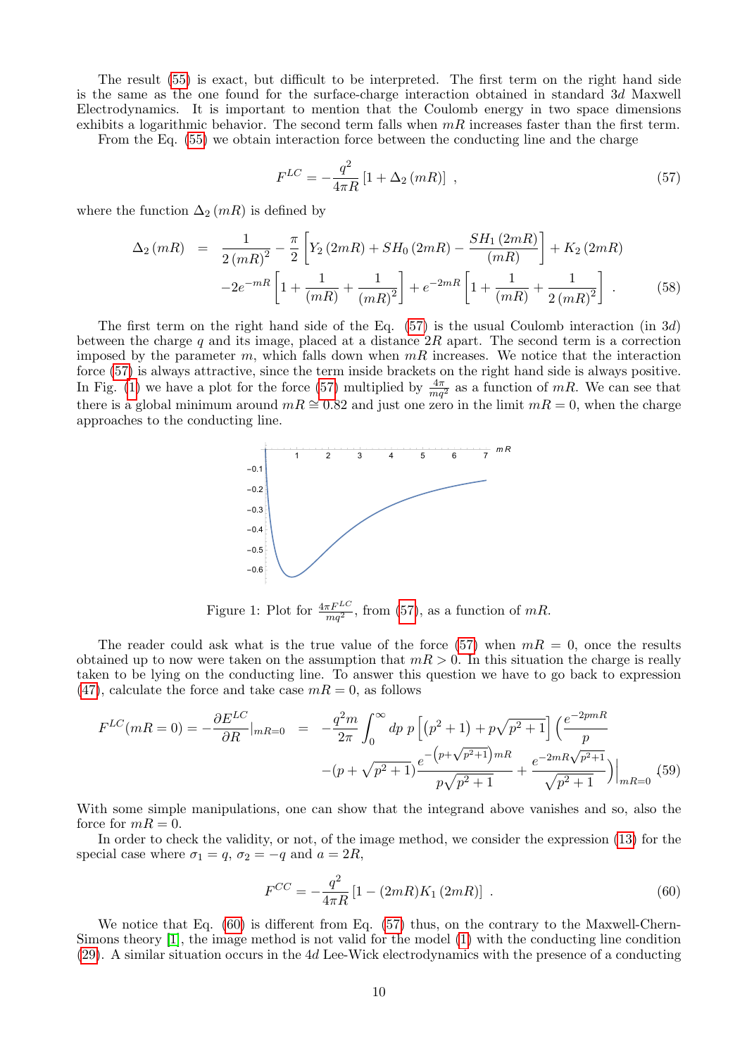The result (55) is exact, but difficult to be interpreted. The first term on the right hand side is the same as the one found for the surface-charge interaction obtained in standard $3d$ Maxwell Electrodynamics. It is important to mention that the Coulomb energy in two space dimensions exhibits a logarithmic behavior. The second term falls when $mR$ increases faster than the first term.

From the Eq. (55) we obtain interaction force between the conducting line and the charge

$$F^{LC} = -\frac{q^2}{4\pi R}\left[1 + \Delta_2\left(mR\right)\right] \ , \tag{57}$$

where the function $\Delta_2\left(mR\right)$ is defined by

$$\begin{aligned}
\Delta_2\left(mR\right) &= \frac{1}{2\left(mR\right)^2} - \frac{\pi}{2}\left[Y_2\left(2mR\right) + SH_0\left(2mR\right) - \frac{SH_1\left(2mR\right)}{\left(mR\right)}\right] + K_2\left(2mR\right) \\
&\quad -2e^{-mR}\left[1 + \frac{1}{\left(mR\right)} + \frac{1}{\left(mR\right)^2}\right] + e^{-2mR}\left[1 + \frac{1}{\left(mR\right)} + \frac{1}{2\left(mR\right)^2}\right] \ .
\end{aligned} \tag{58}$$

The first term on the right hand side of the Eq. (57) is the usual Coulomb interaction (in $3d$) between the charge $q$ and its image, placed at a distance $2R$ apart. The second term is a correction imposed by the parameter $m$, which falls down when $mR$ increases. We notice that the interaction force (57) is always attractive, since the term inside brackets on the right hand side is always positive. In Fig. (1) we have a plot for the force (57) multiplied by $\frac{4\pi}{mq^2}$ as a function of $mR$. We can see that there is a global minimum around $mR \cong 0.82$ and just one zero in the limit $mR = 0$, when the charge approaches to the conducting line.

Figure 1: Plot for $\frac{4\pi F^{LC}}{mq^2}$, from (57), as a function of $mR$.

The reader could ask what is the true value of the force (57) when $mR = 0$, once the results obtained up to now were taken on the assumption that $mR > 0$. In this situation the charge is really taken to be lying on the conducting line. To answer this question we have to go back to expression (47), calculate the force and take case $mR = 0$, as follows

$$\begin{aligned}
F^{LC}(mR=0) = -\frac{\partial E^{LC}}{\partial R}\Big|_{mR=0} &= -\frac{q^2 m}{2\pi}\int_0^\infty dp \ p\left[\left(p^2+1\right) + p\sqrt{p^2+1}\right]\Big(\frac{e^{-2pmR}}{p} \\
&\quad -(p+\sqrt{p^2+1})\frac{e^{-\left(p+\sqrt{p^2+1}\right)mR}}{p\sqrt{p^2+1}} + \frac{e^{-2mR\sqrt{p^2+1}}}{\sqrt{p^2+1}}\Big)\Big|_{mR=0}
\end{aligned} \tag{59}$$

With some simple manipulations, one can show that the integrand above vanishes and so, also the force for $mR = 0$.

In order to check the validity, or not, of the image method, we consider the expression (13) for the special case where $\sigma_1 = q$, $\sigma_2 = -q$ and $a = 2R$,

$$F^{CC} = -\frac{q^2}{4\pi R}\left[1 - (2mR)K_1\left(2mR\right)\right] \ . \tag{60}$$

We notice that Eq. (60) is different from Eq. (57) thus, on the contrary to the Maxwell-Chern-Simons theory [1], the image method is not valid for the model (1) with the conducting line condition (29). A similar situation occurs in the $4d$ Lee-Wick electrodynamics with the presence of a conducting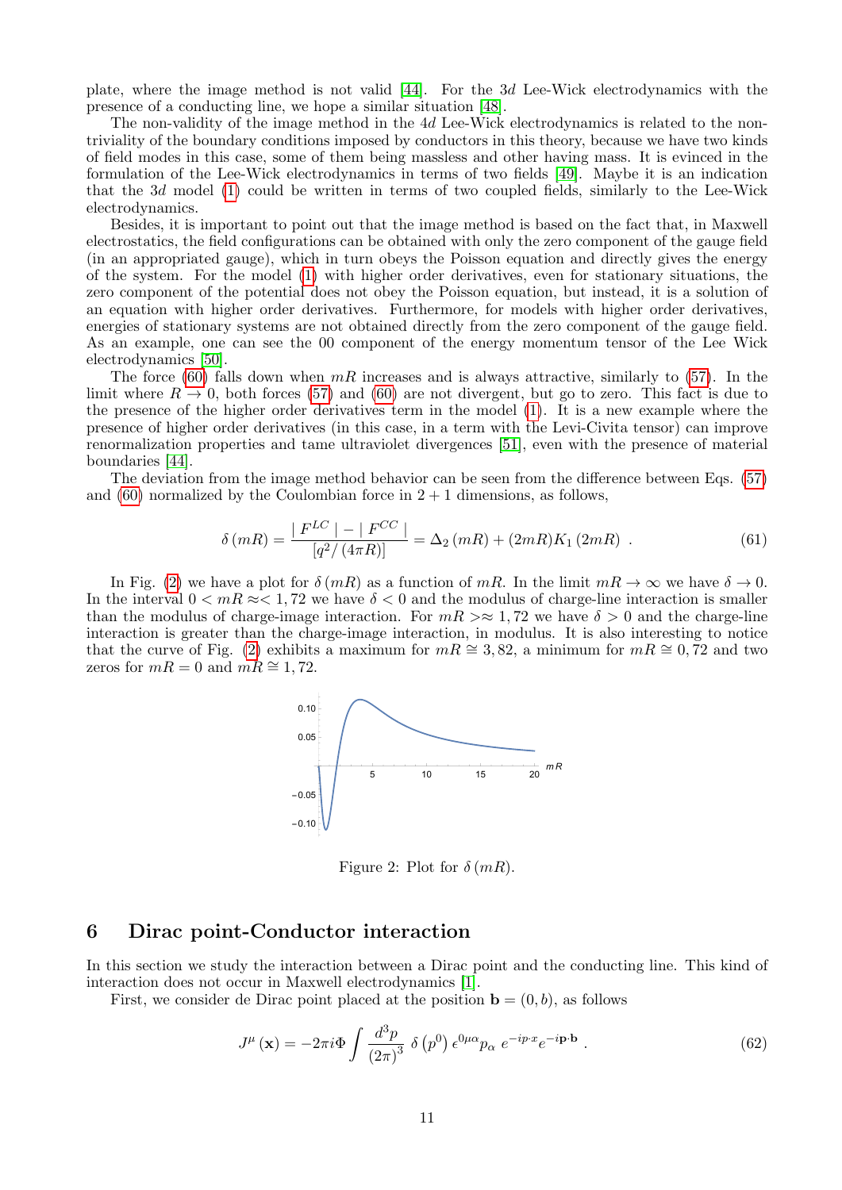plate, where the image method is not valid [44]. For the $3d$ Lee-Wick electrodynamics with the presence of a conducting line, we hope a similar situation [48].

The non-validity of the image method in the $4d$ Lee-Wick electrodynamics is related to the non-triviality of the boundary conditions imposed by conductors in this theory, because we have two kinds of field modes in this case, some of them being massless and other having mass. It is evinced in the formulation of the Lee-Wick electrodynamics in terms of two fields [49]. Maybe it is an indication that the $3d$ model (1) could be written in terms of two coupled fields, similarly to the Lee-Wick electrodynamics.

Besides, it is important to point out that the image method is based on the fact that, in Maxwell electrostatics, the field configurations can be obtained with only the zero component of the gauge field (in an appropriated gauge), which in turn obeys the Poisson equation and directly gives the energy of the system. For the model (1) with higher order derivatives, even for stationary situations, the zero component of the potential does not obey the Poisson equation, but instead, it is a solution of an equation with higher order derivatives. Furthermore, for models with higher order derivatives, energies of stationary systems are not obtained directly from the zero component of the gauge field. As an example, one can see the 00 component of the energy momentum tensor of the Lee Wick electrodynamics [50].

The force (60) falls down when $mR$ increases and is always attractive, similarly to (57). In the limit where $R \to 0$, both forces (57) and (60) are not divergent, but go to zero. This fact is due to the presence of the higher order derivatives term in the model (1). It is a new example where the presence of higher order derivatives (in this case, in a term with the Levi-Civita tensor) can improve renormalization properties and tame ultraviolet divergences [51], even with the presence of material boundaries [44].

The deviation from the image method behavior can be seen from the difference between Eqs. (57) and (60) normalized by the Coulombian force in $2+1$ dimensions, as follows,

$$\delta(mR) = \frac{|F^{LC}| - |F^{CC}|}{[q^2/(4\pi R)]} = \Delta_2(mR) + (2mR)K_1(2mR) \ . \tag{61}$$

In Fig. (2) we have a plot for $\delta(mR)$ as a function of $mR$. In the limit $mR \to \infty$ we have $\delta \to 0$. In the interval $0 < mR \approx< 1,72$ we have $\delta < 0$ and the modulus of charge-line interaction is smaller than the modulus of charge-image interaction. For $mR >\approx 1,72$ we have $\delta > 0$ and the charge-line interaction is greater than the charge-image interaction, in modulus. It is also interesting to notice that the curve of Fig. (2) exhibits a maximum for $mR \cong 3,82$, a minimum for $mR \cong 0,72$ and two zeros for $mR = 0$ and $mR \cong 1,72$.

Figure 2: Plot for $\delta(mR)$.

## 6 Dirac point-Conductor interaction

In this section we study the interaction between a Dirac point and the conducting line. This kind of interaction does not occur in Maxwell electrodynamics [1].

First, we consider de Dirac point placed at the position $\mathbf{b} = (0, b)$, as follows

$$J^\mu(\mathbf{x}) = -2\pi i \Phi \int \frac{d^3p}{(2\pi)^3} \, \delta\left(p^0\right) \epsilon^{0\mu\alpha} p_\alpha \, e^{-ip\cdot x} e^{-i\mathbf{p}\cdot\mathbf{b}} \ . \tag{62}$$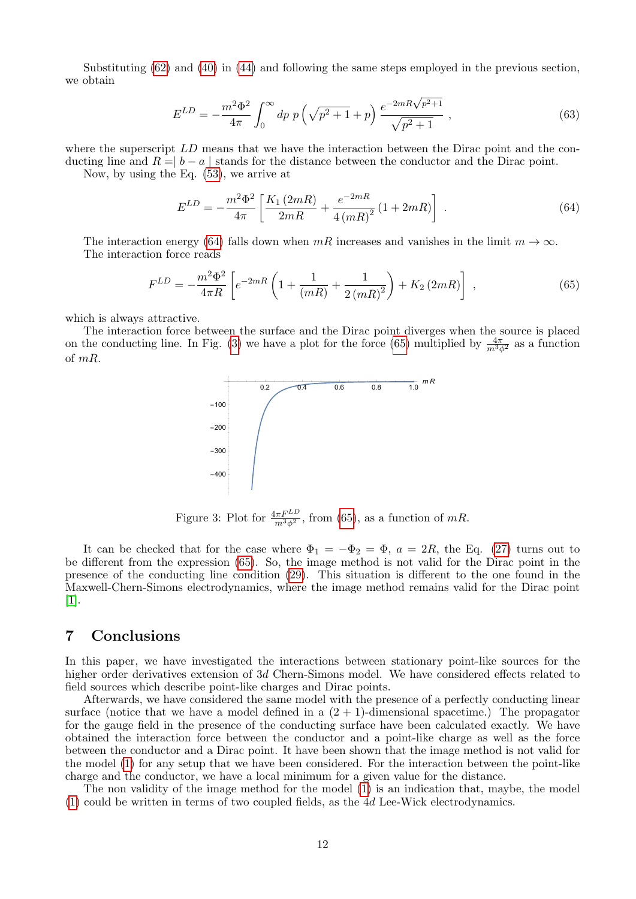Substituting (62) and (40) in (44) and following the same steps employed in the previous section, we obtain

$$E^{LD} = -\frac{m^2\Phi^2}{4\pi}\int_0^\infty dp\ p\left(\sqrt{p^2+1}+p\right)\frac{e^{-2mR\sqrt{p^2+1}}}{\sqrt{p^2+1}}\ , \tag{63}$$

where the superscript $LD$ means that we have the interaction between the Dirac point and the conducting line and $R=\mid b-a\mid$ stands for the distance between the conductor and the Dirac point.

Now, by using the Eq. (53), we arrive at

$$E^{LD} = -\frac{m^2\Phi^2}{4\pi}\left[\frac{K_1(2mR)}{2mR}+\frac{e^{-2mR}}{4(mR)^2}(1+2mR)\right]\ . \tag{64}$$

The interaction energy (64) falls down when $mR$ increases and vanishes in the limit $m\rightarrow\infty$. The interaction force reads

$$F^{LD} = -\frac{m^2\Phi^2}{4\pi R}\left[e^{-2mR}\left(1+\frac{1}{(mR)}+\frac{1}{2(mR)^2}\right)+K_2(2mR)\right]\ , \tag{65}$$

which is always attractive.

The interaction force between the surface and the Dirac point diverges when the source is placed on the conducting line. In Fig. (3) we have a plot for the force (65) multiplied by $\frac{4\pi}{m^3\phi^2}$ as a function of $mR$.

Figure 3: Plot for $\frac{4\pi F^{LD}}{m^3\phi^2}$, from (65), as a function of $mR$.

It can be checked that for the case where $\Phi_1=-\Phi_2=\Phi$, $a=2R$, the Eq. (27) turns out to be different from the expression (65). So, the image method is not valid for the Dirac point in the presence of the conducting line condition (29). This situation is different to the one found in the Maxwell-Chern-Simons electrodynamics, where the image method remains valid for the Dirac point [1].

# 7 Conclusions

In this paper, we have investigated the interactions between stationary point-like sources for the higher order derivatives extension of $3d$ Chern-Simons model. We have considered effects related to field sources which describe point-like charges and Dirac points.

Afterwards, we have considered the same model with the presence of a perfectly conducting linear surface (notice that we have a model defined in a $(2+1)$-dimensional spacetime.) The propagator for the gauge field in the presence of the conducting surface have been calculated exactly. We have obtained the interaction force between the conductor and a point-like charge as well as the force between the conductor and a Dirac point. It have been shown that the image method is not valid for the model (1) for any setup that we have been considered. For the interaction between the point-like charge and the conductor, we have a local minimum for a given value for the distance.

The non validity of the image method for the model (1) is an indication that, maybe, the model (1) could be written in terms of two coupled fields, as the $4d$ Lee-Wick electrodynamics.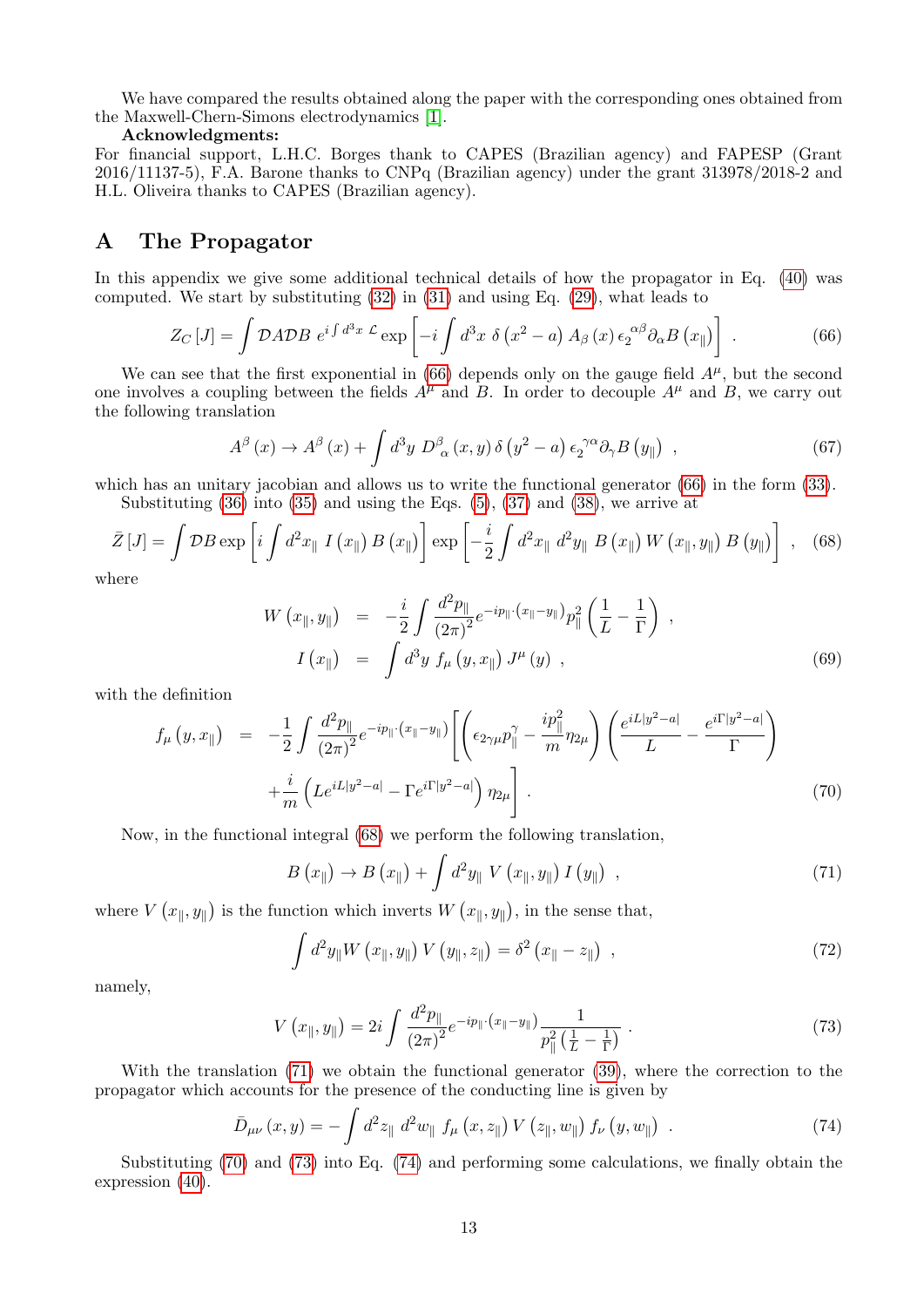We have compared the results obtained along the paper with the corresponding ones obtained from the Maxwell-Chern-Simons electrodynamics [1].

**Acknowledgments:**

For financial support, L.H.C. Borges thank to CAPES (Brazilian agency) and FAPESP (Grant 2016/11137-5), F.A. Barone thanks to CNPq (Brazilian agency) under the grant 313978/2018-2 and H.L. Oliveira thanks to CAPES (Brazilian agency).

# A The Propagator

In this appendix we give some additional technical details of how the propagator in Eq. (40) was computed. We start by substituting (32) in (31) and using Eq. (29), what leads to

$$Z_C\left[J\right]=\int\mathcal{D}A\mathcal{D}B\ e^{i\int d^3x\ \mathcal{L}}\exp\left[-i\int d^3x\ \delta\left(x^2-a\right)A_\beta\left(x\right)\epsilon_2^{\ \alpha\beta}\partial_\alpha B\left(x_\parallel\right)\right]\ . \tag{66}$$

We can see that the first exponential in (66) depends only on the gauge field $A^\mu$, but the second one involves a coupling between the fields $A^\mu$ and $B$. In order to decouple $A^\mu$ and $B$, we carry out the following translation

$$A^\beta\left(x\right)\to A^\beta\left(x\right)+\int d^3y\ D^\beta_{\ \alpha}\left(x,y\right)\delta\left(y^2-a\right)\epsilon_2^{\ \gamma\alpha}\partial_\gamma B\left(y_\parallel\right)\ , \tag{67}$$

which has an unitary jacobian and allows us to write the functional generator (66) in the form (33).

Substituting (36) into (35) and using the Eqs. (5), (37) and (38), we arrive at

$$\bar{Z}\left[J\right]=\int\mathcal{D}B\exp\left[i\int d^2x_\parallel\ I\left(x_\parallel\right)B\left(x_\parallel\right)\right]\exp\left[-\frac{i}{2}\int d^2x_\parallel\ d^2y_\parallel\ B\left(x_\parallel\right)W\left(x_\parallel,y_\parallel\right)B\left(y_\parallel\right)\right]\ , \tag{68}$$

where

$$\begin{aligned}
W\left(x_\parallel,y_\parallel\right) &= -\frac{i}{2}\int\frac{d^2p_\parallel}{\left(2\pi\right)^2}e^{-ip_\parallel\cdot\left(x_\parallel-y_\parallel\right)}p_\parallel^2\left(\frac{1}{L}-\frac{1}{\Gamma}\right)\ ,\\
I\left(x_\parallel\right) &= \int d^3y\ f_\mu\left(y,x_\parallel\right)J^\mu\left(y\right)\ ,
\end{aligned} \tag{69}$$

with the definition

$$\begin{aligned}
f_\mu\left(y,x_\parallel\right) = & -\frac{1}{2}\int\frac{d^2p_\parallel}{\left(2\pi\right)^2}e^{-ip_\parallel\cdot\left(x_\parallel-y_\parallel\right)}\left[\left(\epsilon_{2\gamma\mu}p_\parallel^\gamma-\frac{ip_\parallel^2}{m}\eta_{2\mu}\right)\left(\frac{e^{iL|y^2-a|}}{L}-\frac{e^{i\Gamma|y^2-a|}}{\Gamma}\right)\right.\\
&\left.+\frac{i}{m}\left(Le^{iL|y^2-a|}-\Gamma e^{i\Gamma|y^2-a|}\right)\eta_{2\mu}\right]\ .
\end{aligned} \tag{70}$$

Now, in the functional integral (68) we perform the following translation,

$$B\left(x_\parallel\right)\to B\left(x_\parallel\right)+\int d^2y_\parallel\ V\left(x_\parallel,y_\parallel\right)I\left(y_\parallel\right)\ , \tag{71}$$

where $V\left(x_\parallel,y_\parallel\right)$ is the function which inverts $W\left(x_\parallel,y_\parallel\right)$, in the sense that,

$$\int d^2y_\parallel W\left(x_\parallel,y_\parallel\right)V\left(y_\parallel,z_\parallel\right)=\delta^2\left(x_\parallel-z_\parallel\right)\ , \tag{72}$$

namely,

$$V\left(x_\parallel,y_\parallel\right)=2i\int\frac{d^2p_\parallel}{\left(2\pi\right)^2}e^{-ip_\parallel\cdot\left(x_\parallel-y_\parallel\right)}\frac{1}{p_\parallel^2\left(\frac{1}{L}-\frac{1}{\Gamma}\right)}\ . \tag{73}$$

With the translation (71) we obtain the functional generator (39), where the correction to the propagator which accounts for the presence of the conducting line is given by

$$\bar{D}_{\mu\nu}\left(x,y\right)=-\int d^2z_\parallel\ d^2w_\parallel\ f_\mu\left(x,z_\parallel\right)V\left(z_\parallel,w_\parallel\right)f_\nu\left(y,w_\parallel\right)\ . \tag{74}$$

Substituting (70) and (73) into Eq. (74) and performing some calculations, we finally obtain the expression (40).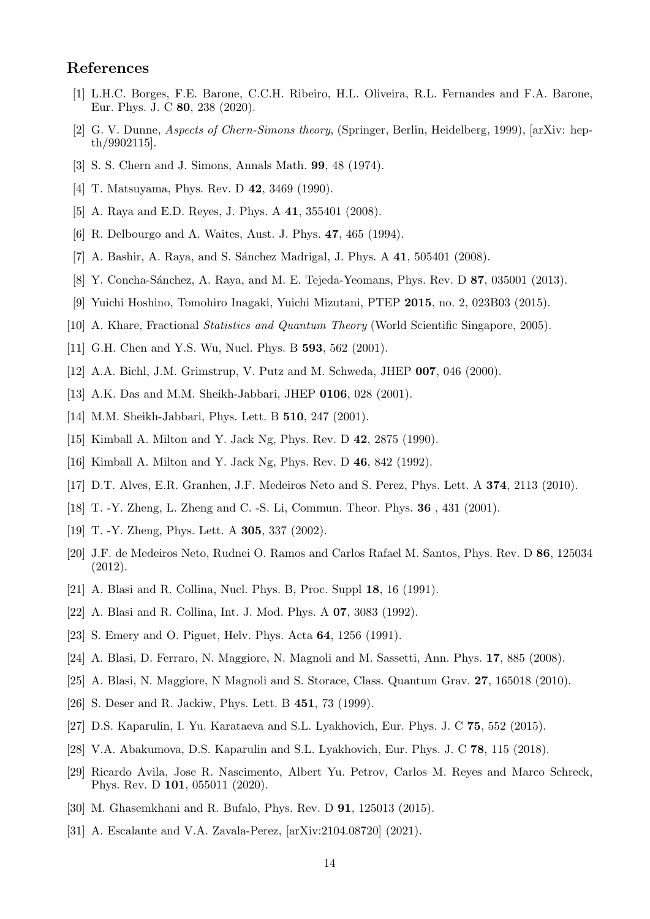## References

[1] L.H.C. Borges, F.E. Barone, C.C.H. Ribeiro, H.L. Oliveira, R.L. Fernandes and F.A. Barone, Eur. Phys. J. C **80**, 238 (2020).

[2] G. V. Dunne, *Aspects of Chern-Simons theory*, (Springer, Berlin, Heidelberg, 1999), [arXiv: hep-th/9902115].

[3] S. S. Chern and J. Simons, Annals Math. **99**, 48 (1974).

[4] T. Matsuyama, Phys. Rev. D **42**, 3469 (1990).

[5] A. Raya and E.D. Reyes, J. Phys. A **41**, 355401 (2008).

[6] R. Delbourgo and A. Waites, Aust. J. Phys. **47**, 465 (1994).

[7] A. Bashir, A. Raya, and S. Sánchez Madrigal, J. Phys. A **41**, 505401 (2008).

[8] Y. Concha-Sánchez, A. Raya, and M. E. Tejeda-Yeomans, Phys. Rev. D **87**, 035001 (2013).

[9] Yuichi Hoshino, Tomohiro Inagaki, Yuichi Mizutani, PTEP **2015**, no. 2, 023B03 (2015).

[10] A. Khare, Fractional *Statistics and Quantum Theory* (World Scientific Singapore, 2005).

[11] G.H. Chen and Y.S. Wu, Nucl. Phys. B **593**, 562 (2001).

[12] A.A. Bichl, J.M. Grimstrup, V. Putz and M. Schweda, JHEP **007**, 046 (2000).

[13] A.K. Das and M.M. Sheikh-Jabbari, JHEP **0106**, 028 (2001).

[14] M.M. Sheikh-Jabbari, Phys. Lett. B **510**, 247 (2001).

[15] Kimball A. Milton and Y. Jack Ng, Phys. Rev. D **42**, 2875 (1990).

[16] Kimball A. Milton and Y. Jack Ng, Phys. Rev. D **46**, 842 (1992).

[17] D.T. Alves, E.R. Granhen, J.F. Medeiros Neto and S. Perez, Phys. Lett. A **374**, 2113 (2010).

[18] T. -Y. Zheng, L. Zheng and C. -S. Li, Commun. Theor. Phys. **36** , 431 (2001).

[19] T. -Y. Zheng, Phys. Lett. A **305**, 337 (2002).

[20] J.F. de Medeiros Neto, Rudnei O. Ramos and Carlos Rafael M. Santos, Phys. Rev. D **86**, 125034 (2012).

[21] A. Blasi and R. Collina, Nucl. Phys. B, Proc. Suppl **18**, 16 (1991).

[22] A. Blasi and R. Collina, Int. J. Mod. Phys. A **07**, 3083 (1992).

[23] S. Emery and O. Piguet, Helv. Phys. Acta **64**, 1256 (1991).

[24] A. Blasi, D. Ferraro, N. Maggiore, N. Magnoli and M. Sassetti, Ann. Phys. **17**, 885 (2008).

[25] A. Blasi, N. Maggiore, N Magnoli and S. Storace, Class. Quantum Grav. **27**, 165018 (2010).

[26] S. Deser and R. Jackiw, Phys. Lett. B **451**, 73 (1999).

[27] D.S. Kaparulin, I. Yu. Karataeva and S.L. Lyakhovich, Eur. Phys. J. C **75**, 552 (2015).

[28] V.A. Abakumova, D.S. Kaparulin and S.L. Lyakhovich, Eur. Phys. J. C **78**, 115 (2018).

[29] Ricardo Avila, Jose R. Nascimento, Albert Yu. Petrov, Carlos M. Reyes and Marco Schreck, Phys. Rev. D **101**, 055011 (2020).

[30] M. Ghasemkhani and R. Bufalo, Phys. Rev. D **91**, 125013 (2015).

[31] A. Escalante and V.A. Zavala-Perez, [arXiv:2104.08720] (2021).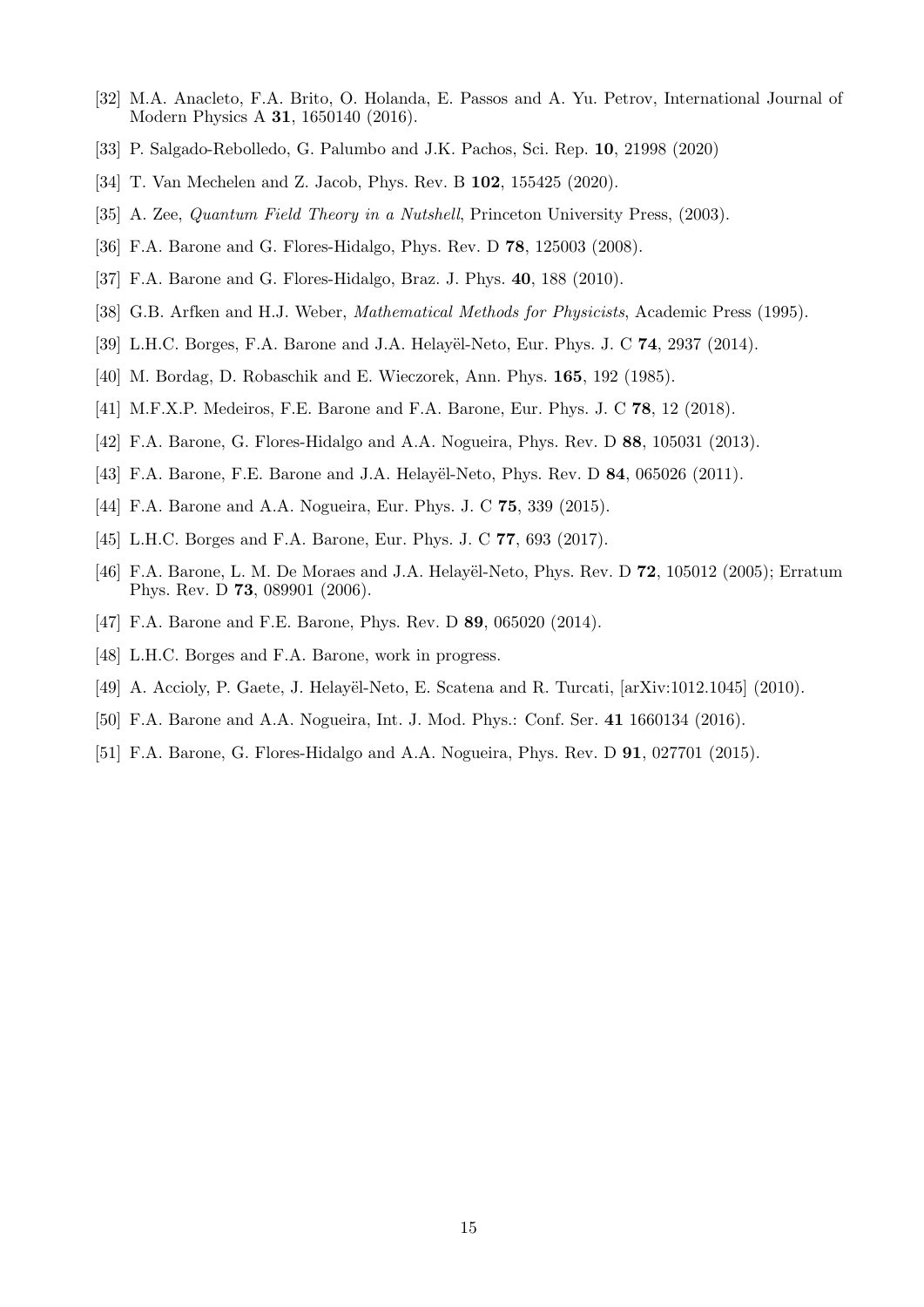[32] M.A. Anacleto, F.A. Brito, O. Holanda, E. Passos and A. Yu. Petrov, International Journal of Modern Physics A **31**, 1650140 (2016).

[33] P. Salgado-Rebolledo, G. Palumbo and J.K. Pachos, Sci. Rep. **10**, 21998 (2020)

[34] T. Van Mechelen and Z. Jacob, Phys. Rev. B **102**, 155425 (2020).

[35] A. Zee, *Quantum Field Theory in a Nutshell*, Princeton University Press, (2003).

[36] F.A. Barone and G. Flores-Hidalgo, Phys. Rev. D **78**, 125003 (2008).

[37] F.A. Barone and G. Flores-Hidalgo, Braz. J. Phys. **40**, 188 (2010).

[38] G.B. Arfken and H.J. Weber, *Mathematical Methods for Physicists*, Academic Press (1995).

[39] L.H.C. Borges, F.A. Barone and J.A. Helayël-Neto, Eur. Phys. J. C **74**, 2937 (2014).

[40] M. Bordag, D. Robaschik and E. Wieczorek, Ann. Phys. **165**, 192 (1985).

[41] M.F.X.P. Medeiros, F.E. Barone and F.A. Barone, Eur. Phys. J. C **78**, 12 (2018).

[42] F.A. Barone, G. Flores-Hidalgo and A.A. Nogueira, Phys. Rev. D **88**, 105031 (2013).

[43] F.A. Barone, F.E. Barone and J.A. Helayël-Neto, Phys. Rev. D **84**, 065026 (2011).

[44] F.A. Barone and A.A. Nogueira, Eur. Phys. J. C **75**, 339 (2015).

[45] L.H.C. Borges and F.A. Barone, Eur. Phys. J. C **77**, 693 (2017).

[46] F.A. Barone, L. M. De Moraes and J.A. Helayël-Neto, Phys. Rev. D **72**, 105012 (2005); Erratum Phys. Rev. D **73**, 089901 (2006).

[47] F.A. Barone and F.E. Barone, Phys. Rev. D **89**, 065020 (2014).

[48] L.H.C. Borges and F.A. Barone, work in progress.

[49] A. Accioly, P. Gaete, J. Helayël-Neto, E. Scatena and R. Turcati, [arXiv:1012.1045] (2010).

[50] F.A. Barone and A.A. Nogueira, Int. J. Mod. Phys.: Conf. Ser. **41** 1660134 (2016).

[51] F.A. Barone, G. Flores-Hidalgo and A.A. Nogueira, Phys. Rev. D **91**, 027701 (2015).